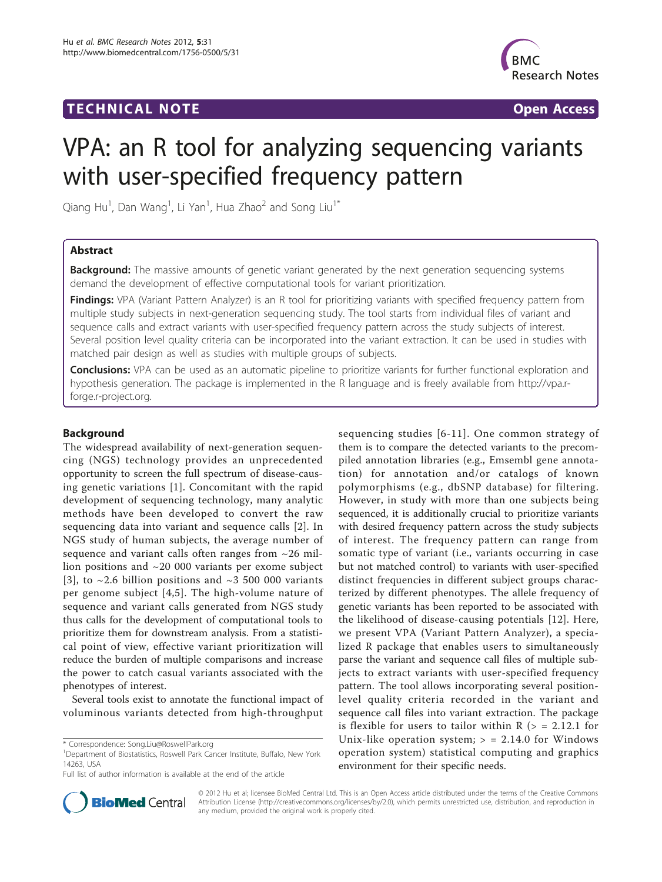**TECHNICAL NOTE** **Open Access**

# VPA: an R tool for analyzing sequencing variants with user-specified frequency pattern

Qiang Hu[1], Dan Wang[1], Li Yan[1], Hua Zhao[2] and Song Liu[1*]

## Abstract

**Background:** The massive amounts of genetic variant generated by the next generation sequencing systems demand the development of effective computational tools for variant prioritization.

**Findings:** VPA (Variant Pattern Analyzer) is an R tool for prioritizing variants with specified frequency pattern from multiple study subjects in next-generation sequencing study. The tool starts from individual files of variant and sequence calls and extract variants with user-specified frequency pattern across the study subjects of interest. Several position level quality criteria can be incorporated into the variant extraction. It can be used in studies with matched pair design as well as studies with multiple groups of subjects.

**Conclusions:** VPA can be used as an automatic pipeline to prioritize variants for further functional exploration and hypothesis generation. The package is implemented in the R language and is freely available from http://vpa.r-forge.r-project.org.

## Background

The widespread availability of next-generation sequencing (NGS) technology provides an unprecedented opportunity to screen the full spectrum of disease-causing genetic variations [1]. Concomitant with the rapid development of sequencing technology, many analytic methods have been developed to convert the raw sequencing data into variant and sequence calls [2]. In NGS study of human subjects, the average number of sequence and variant calls often ranges from ~26 million positions and ~20 000 variants per exome subject [3], to ~2.6 billion positions and ~3 500 000 variants per genome subject [4,5]. The high-volume nature of sequence and variant calls generated from NGS study thus calls for the development of computational tools to prioritize them for downstream analysis. From a statistical point of view, effective variant prioritization will reduce the burden of multiple comparisons and increase the power to catch casual variants associated with the phenotypes of interest.

Several tools exist to annotate the functional impact of voluminous variants detected from high-throughput sequencing studies [6-11]. One common strategy of them is to compare the detected variants to the precompiled annotation libraries (e.g., Emsembl gene annotation) for annotation and/or catalogs of known polymorphisms (e.g., dbSNP database) for filtering. However, in study with more than one subjects being sequenced, it is additionally crucial to prioritize variants with desired frequency pattern across the study subjects of interest. The frequency pattern can range from somatic type of variant (i.e., variants occurring in case but not matched control) to variants with user-specified distinct frequencies in different subject groups characterized by different phenotypes. The allele frequency of genetic variants has been reported to be associated with the likelihood of disease-causing potentials [12]. Here, we present VPA (Variant Pattern Analyzer), a specialized R package that enables users to simultaneously parse the variant and sequence call files of multiple subjects to extract variants with user-specified frequency pattern. The tool allows incorporating several position-level quality criteria recorded in the variant and sequence call files into variant extraction. The package is flexible for users to tailor within R (> = 2.12.1 for Unix-like operation system; > = 2.14.0 for Windows operation system) statistical computing and graphics environment for their specific needs.

\* Correspondence: Song.Liu@RoswellPark.org
[1]Department of Biostatistics, Roswell Park Cancer Institute, Buffalo, New York 14263, USA
Full list of author information is available at the end of the article

© 2012 Hu et al; licensee BioMed Central Ltd. This is an Open Access article distributed under the terms of the Creative Commons Attribution License (http://creativecommons.org/licenses/by/2.0), which permits unrestricted use, distribution, and reproduction in any medium, provided the original work is properly cited.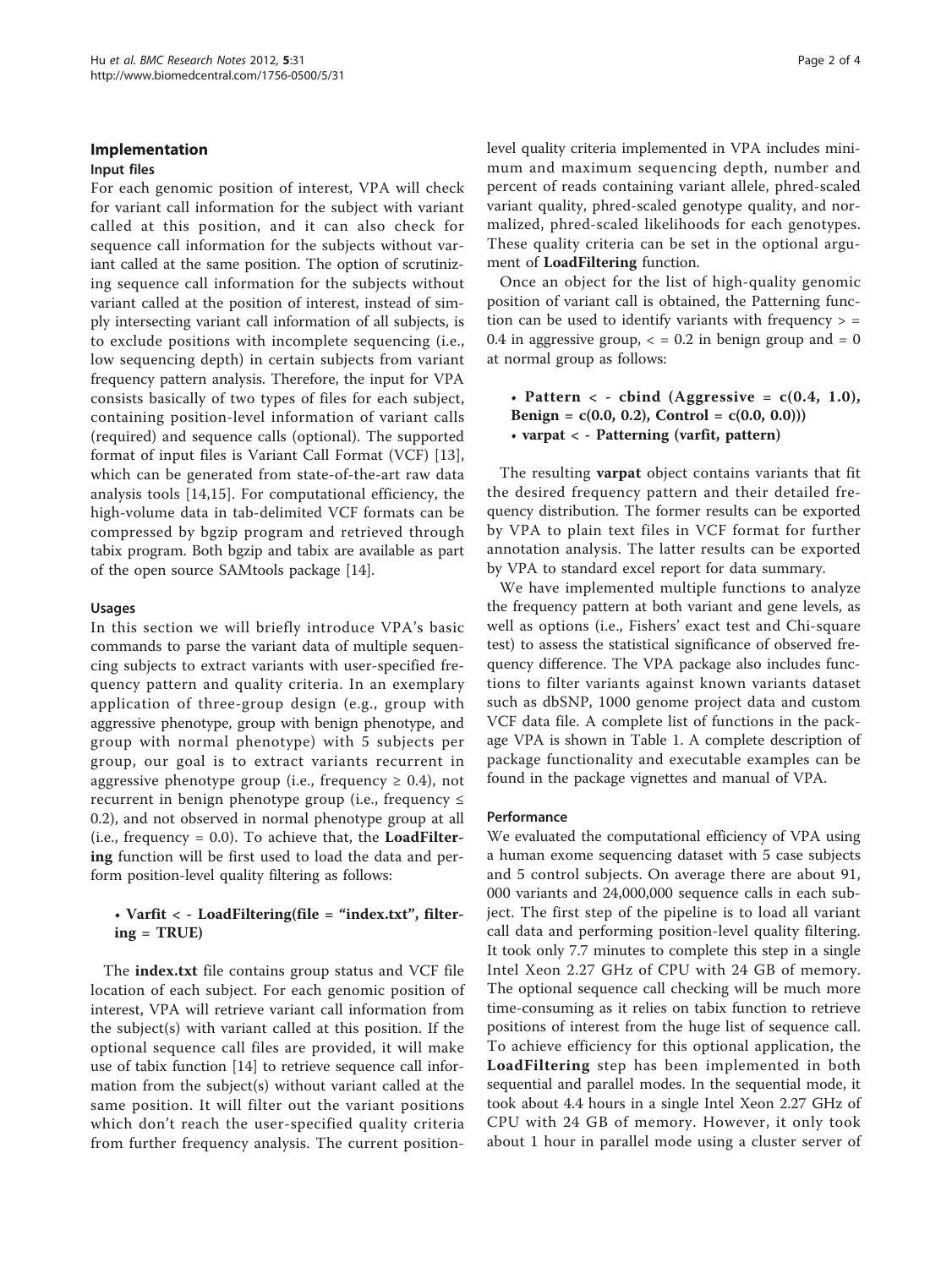## Implementation

### Input files

For each genomic position of interest, VPA will check for variant call information for the subject with variant called at this position, and it can also check for sequence call information for the subjects without variant called at the same position. The option of scrutinizing sequence call information for the subjects without variant called at the position of interest, instead of simply intersecting variant call information of all subjects, is to exclude positions with incomplete sequencing (i.e., low sequencing depth) in certain subjects from variant frequency pattern analysis. Therefore, the input for VPA consists basically of two types of files for each subject, containing position-level information of variant calls (required) and sequence calls (optional). The supported format of input files is Variant Call Format (VCF) [13], which can be generated from state-of-the-art raw data analysis tools [14,15]. For computational efficiency, the high-volume data in tab-delimited VCF formats can be compressed by bgzip program and retrieved through tabix program. Both bgzip and tabix are available as part of the open source SAMtools package [14].

### Usages

In this section we will briefly introduce VPA's basic commands to parse the variant data of multiple sequencing subjects to extract variants with user-specified frequency pattern and quality criteria. In an exemplary application of three-group design (e.g., group with aggressive phenotype, group with benign phenotype, and group with normal phenotype) with 5 subjects per group, our goal is to extract variants recurrent in aggressive phenotype group (i.e., frequency ≥ 0.4), not recurrent in benign phenotype group (i.e., frequency ≤ 0.2), and not observed in normal phenotype group at all (i.e., frequency = 0.0). To achieve that, the **LoadFiltering** function will be first used to load the data and perform position-level quality filtering as follows:

- **Varfit < - LoadFiltering(file = "index.txt", filtering = TRUE)**

The **index.txt** file contains group status and VCF file location of each subject. For each genomic position of interest, VPA will retrieve variant call information from the subject(s) with variant called at this position. If the optional sequence call files are provided, it will make use of tabix function [14] to retrieve sequence call information from the subject(s) without variant called at the same position. It will filter out the variant positions which don't reach the user-specified quality criteria from further frequency analysis. The current position-level quality criteria implemented in VPA includes minimum and maximum sequencing depth, number and percent of reads containing variant allele, phred-scaled variant quality, phred-scaled genotype quality, and normalized, phred-scaled likelihoods for each genotypes. These quality criteria can be set in the optional argument of **LoadFiltering** function.

Once an object for the list of high-quality genomic position of variant call is obtained, the Patterning function can be used to identify variants with frequency > = 0.4 in aggressive group, < = 0.2 in benign group and = 0 at normal group as follows:

- **Pattern < - cbind (Aggressive = c(0.4, 1.0), Benign = c(0.0, 0.2), Control = c(0.0, 0.0)))**
- **varpat < - Patterning (varfit, pattern)**

The resulting **varpat** object contains variants that fit the desired frequency pattern and their detailed frequency distribution. The former results can be exported by VPA to plain text files in VCF format for further annotation analysis. The latter results can be exported by VPA to standard excel report for data summary.

We have implemented multiple functions to analyze the frequency pattern at both variant and gene levels, as well as options (i.e., Fishers' exact test and Chi-square test) to assess the statistical significance of observed frequency difference. The VPA package also includes functions to filter variants against known variants dataset such as dbSNP, 1000 genome project data and custom VCF data file. A complete list of functions in the package VPA is shown in Table 1. A complete description of package functionality and executable examples can be found in the package vignettes and manual of VPA.

### Performance

We evaluated the computational efficiency of VPA using a human exome sequencing dataset with 5 case subjects and 5 control subjects. On average there are about 91, 000 variants and 24,000,000 sequence calls in each subject. The first step of the pipeline is to load all variant call data and performing position-level quality filtering. It took only 7.7 minutes to complete this step in a single Intel Xeon 2.27 GHz of CPU with 24 GB of memory. The optional sequence call checking will be much more time-consuming as it relies on tabix function to retrieve positions of interest from the huge list of sequence call. To achieve efficiency for this optional application, the **LoadFiltering** step has been implemented in both sequential and parallel modes. In the sequential mode, it took about 4.4 hours in a single Intel Xeon 2.27 GHz of CPU with 24 GB of memory. However, it only took about 1 hour in parallel mode using a cluster server of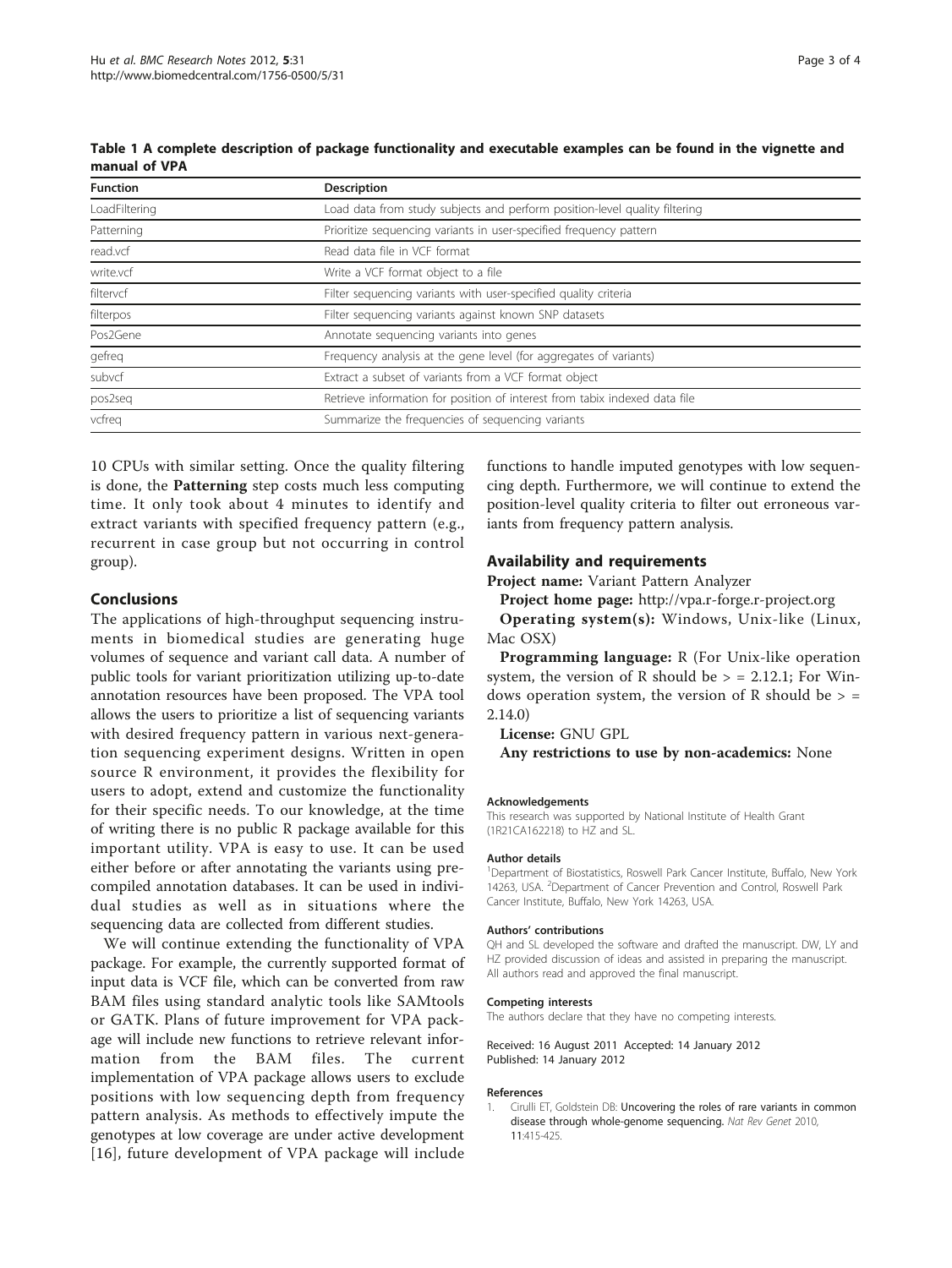**Table 1 A complete description of package functionality and executable examples can be found in the vignette and manual of VPA**

| Function | Description |
| --- | --- |
| LoadFiltering | Load data from study subjects and perform position-level quality filtering |
| Patterning | Prioritize sequencing variants in user-specified frequency pattern |
| read.vcf | Read data file in VCF format |
| write.vcf | Write a VCF format object to a file |
| filtervcf | Filter sequencing variants with user-specified quality criteria |
| filterpos | Filter sequencing variants against known SNP datasets |
| Pos2Gene | Annotate sequencing variants into genes |
| gefreq | Frequency analysis at the gene level (for aggregates of variants) |
| subvcf | Extract a subset of variants from a VCF format object |
| pos2seq | Retrieve information for position of interest from tabix indexed data file |
| vcfreq | Summarize the frequencies of sequencing variants |

10 CPUs with similar setting. Once the quality filtering is done, the **Patterning** step costs much less computing time. It only took about 4 minutes to identify and extract variants with specified frequency pattern (e.g., recurrent in case group but not occurring in control group).

## Conclusions

The applications of high-throughput sequencing instruments in biomedical studies are generating huge volumes of sequence and variant call data. A number of public tools for variant prioritization utilizing up-to-date annotation resources have been proposed. The VPA tool allows the users to prioritize a list of sequencing variants with desired frequency pattern in various next-generation sequencing experiment designs. Written in open source R environment, it provides the flexibility for users to adopt, extend and customize the functionality for their specific needs. To our knowledge, at the time of writing there is no public R package available for this important utility. VPA is easy to use. It can be used either before or after annotating the variants using pre-compiled annotation databases. It can be used in individual studies as well as in situations where the sequencing data are collected from different studies.

We will continue extending the functionality of VPA package. For example, the currently supported format of input data is VCF file, which can be converted from raw BAM files using standard analytic tools like SAMtools or GATK. Plans of future improvement for VPA package will include new functions to retrieve relevant information from the BAM files. The current implementation of VPA package allows users to exclude positions with low sequencing depth from frequency pattern analysis. As methods to effectively impute the genotypes at low coverage are under active development [16], future development of VPA package will include functions to handle imputed genotypes with low sequencing depth. Furthermore, we will continue to extend the position-level quality criteria to filter out erroneous variants from frequency pattern analysis.

## Availability and requirements

**Project name:** Variant Pattern Analyzer

**Project home page:** http://vpa.r-forge.r-project.org

**Operating system(s):** Windows, Unix-like (Linux, Mac OSX)

**Programming language:** R (For Unix-like operation system, the version of R should be > = 2.12.1; For Windows operation system, the version of R should be > = 2.14.0)

**License:** GNU GPL

**Any restrictions to use by non-academics:** None

#### Acknowledgements

This research was supported by National Institute of Health Grant (1R21CA162218) to HZ and SL.

#### Author details

[1]Department of Biostatistics, Roswell Park Cancer Institute, Buffalo, New York 14263, USA. [2]Department of Cancer Prevention and Control, Roswell Park Cancer Institute, Buffalo, New York 14263, USA.

#### Authors' contributions

QH and SL developed the software and drafted the manuscript. DW, LY and HZ provided discussion of ideas and assisted in preparing the manuscript. All authors read and approved the final manuscript.

#### Competing interests

The authors declare that they have no competing interests.

Received: 16 August 2011 Accepted: 14 January 2012
Published: 14 January 2012

#### References

1. Cirulli ET, Goldstein DB: **Uncovering the roles of rare variants in common disease through whole-genome sequencing.** *Nat Rev Genet* 2010, 11:415-425.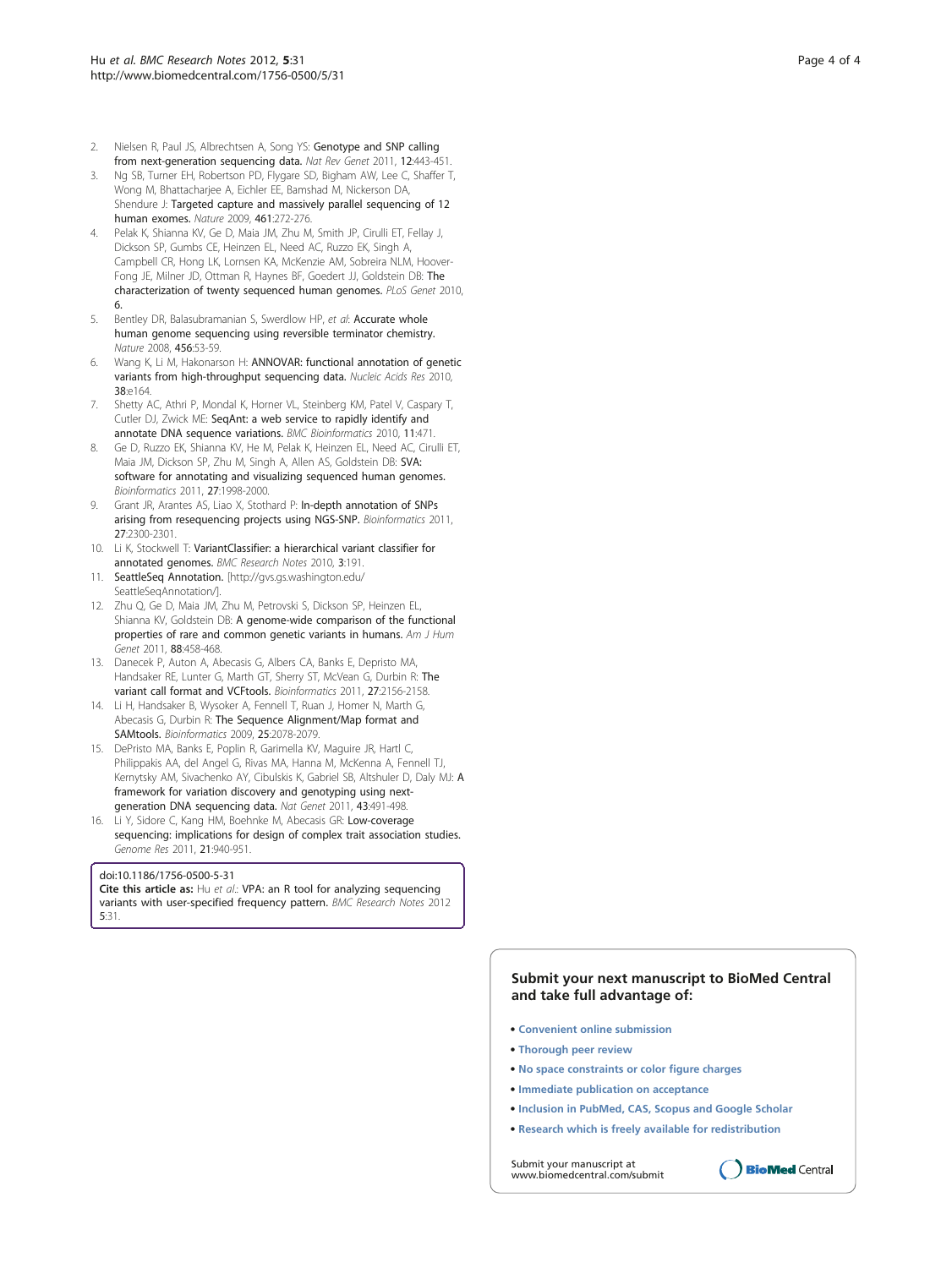2. Nielsen R, Paul JS, Albrechtsen A, Song YS: **Genotype and SNP calling from next-generation sequencing data.** *Nat Rev Genet* 2011, **12**:443-451.
3. Ng SB, Turner EH, Robertson PD, Flygare SD, Bigham AW, Lee C, Shaffer T, Wong M, Bhattacharjee A, Eichler EE, Bamshad M, Nickerson DA, Shendure J: **Targeted capture and massively parallel sequencing of 12 human exomes.** *Nature* 2009, **461**:272-276.
4. Pelak K, Shianna KV, Ge D, Maia JM, Zhu M, Smith JP, Cirulli ET, Fellay J, Dickson SP, Gumbs CE, Heinzen EL, Need AC, Ruzzo EK, Singh A, Campbell CR, Hong LK, Lornsen KA, McKenzie AM, Sobreira NLM, Hoover-Fong JE, Milner JD, Ottman R, Haynes BF, Goedert JJ, Goldstein DB: **The characterization of twenty sequenced human genomes.** *PLoS Genet* 2010, **6**.
5. Bentley DR, Balasubramanian S, Swerdlow HP, *et al*: **Accurate whole human genome sequencing using reversible terminator chemistry.** *Nature* 2008, **456**:53-59.
6. Wang K, Li M, Hakonarson H: **ANNOVAR: functional annotation of genetic variants from high-throughput sequencing data.** *Nucleic Acids Res* 2010, **38**:e164.
7. Shetty AC, Athri P, Mondal K, Horner VL, Steinberg KM, Patel V, Caspary T, Cutler DJ, Zwick ME: **SeqAnt: a web service to rapidly identify and annotate DNA sequence variations.** *BMC Bioinformatics* 2010, **11**:471.
8. Ge D, Ruzzo EK, Shianna KV, He M, Pelak K, Heinzen EL, Need AC, Cirulli ET, Maia JM, Dickson SP, Zhu M, Singh A, Allen AS, Goldstein DB: **SVA: software for annotating and visualizing sequenced human genomes.** *Bioinformatics* 2011, **27**:1998-2000.
9. Grant JR, Arantes AS, Liao X, Stothard P: **In-depth annotation of SNPs arising from resequencing projects using NGS-SNP.** *Bioinformatics* 2011, **27**:2300-2301.
10. Li K, Stockwell T: **VariantClassifier: a hierarchical variant classifier for annotated genomes.** *BMC Research Notes* 2010, **3**:191.
11. **SeattleSeq Annotation.** [http://gvs.gs.washington.edu/SeattleSeqAnnotation/].
12. Zhu Q, Ge D, Maia JM, Zhu M, Petrovski S, Dickson SP, Heinzen EL, Shianna KV, Goldstein DB: **A genome-wide comparison of the functional properties of rare and common genetic variants in humans.** *Am J Hum Genet* 2011, **88**:458-468.
13. Danecek P, Auton A, Abecasis G, Albers CA, Banks E, Depristo MA, Handsaker RE, Lunter G, Marth GT, Sherry ST, McVean G, Durbin R: **The variant call format and VCFtools.** *Bioinformatics* 2011, **27**:2156-2158.
14. Li H, Handsaker B, Wysoker A, Fennell T, Ruan J, Homer N, Marth G, Abecasis G, Durbin R: **The Sequence Alignment/Map format and SAMtools.** *Bioinformatics* 2009, **25**:2078-2079.
15. DePristo MA, Banks E, Poplin R, Garimella KV, Maguire JR, Hartl C, Philippakis AA, del Angel G, Rivas MA, Hanna M, McKenna A, Fennell TJ, Kernytsky AM, Sivachenko AY, Cibulskis K, Gabriel SB, Altshuler D, Daly MJ: **A framework for variation discovery and genotyping using next-generation DNA sequencing data.** *Nat Genet* 2011, **43**:491-498.
16. Li Y, Sidore C, Kang HM, Boehnke M, Abecasis GR: **Low-coverage sequencing: implications for design of complex trait association studies.** *Genome Res* 2011, **21**:940-951.

doi:10.1186/1756-0500-5-31
**Cite this article as:** Hu *et al.*: VPA: an R tool for analyzing sequencing variants with user-specified frequency pattern. *BMC Research Notes* 2012 5:31.

**Submit your next manuscript to BioMed Central and take full advantage of:**

- Convenient online submission
- Thorough peer review
- No space constraints or color figure charges
- Immediate publication on acceptance
- Inclusion in PubMed, CAS, Scopus and Google Scholar
- Research which is freely available for redistribution

Submit your manuscript at
www.biomedcentral.com/submit

BioMed Central